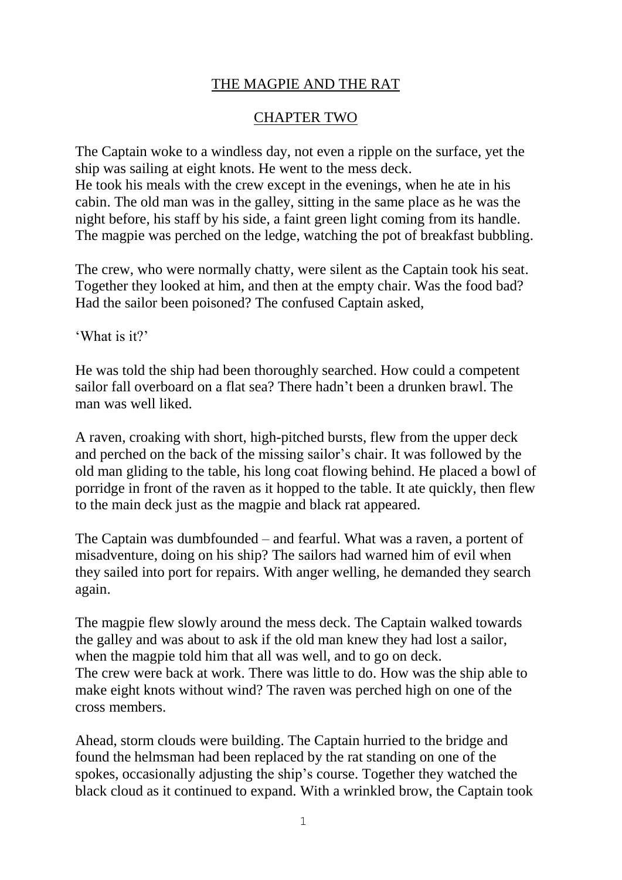# THE MAGPIE AND THE RAT

## CHAPTER TWO

The Captain woke to a windless day, not even a ripple on the surface, yet the ship was sailing at eight knots. He went to the mess deck.
He took his meals with the crew except in the evenings, when he ate in his cabin. The old man was in the galley, sitting in the same place as he was the night before, his staff by his side, a faint green light coming from its handle. The magpie was perched on the ledge, watching the pot of breakfast bubbling.

The crew, who were normally chatty, were silent as the Captain took his seat. Together they looked at him, and then at the empty chair. Was the food bad? Had the sailor been poisoned? The confused Captain asked,

'What is it?'

He was told the ship had been thoroughly searched. How could a competent sailor fall overboard on a flat sea? There hadn't been a drunken brawl. The man was well liked.

A raven, croaking with short, high-pitched bursts, flew from the upper deck and perched on the back of the missing sailor's chair. It was followed by the old man gliding to the table, his long coat flowing behind. He placed a bowl of porridge in front of the raven as it hopped to the table. It ate quickly, then flew to the main deck just as the magpie and black rat appeared.

The Captain was dumbfounded – and fearful. What was a raven, a portent of misadventure, doing on his ship? The sailors had warned him of evil when they sailed into port for repairs. With anger welling, he demanded they search again.

The magpie flew slowly around the mess deck. The Captain walked towards the galley and was about to ask if the old man knew they had lost a sailor, when the magpie told him that all was well, and to go on deck.
The crew were back at work. There was little to do. How was the ship able to make eight knots without wind? The raven was perched high on one of the cross members.

Ahead, storm clouds were building. The Captain hurried to the bridge and found the helmsman had been replaced by the rat standing on one of the spokes, occasionally adjusting the ship's course. Together they watched the black cloud as it continued to expand. With a wrinkled brow, the Captain took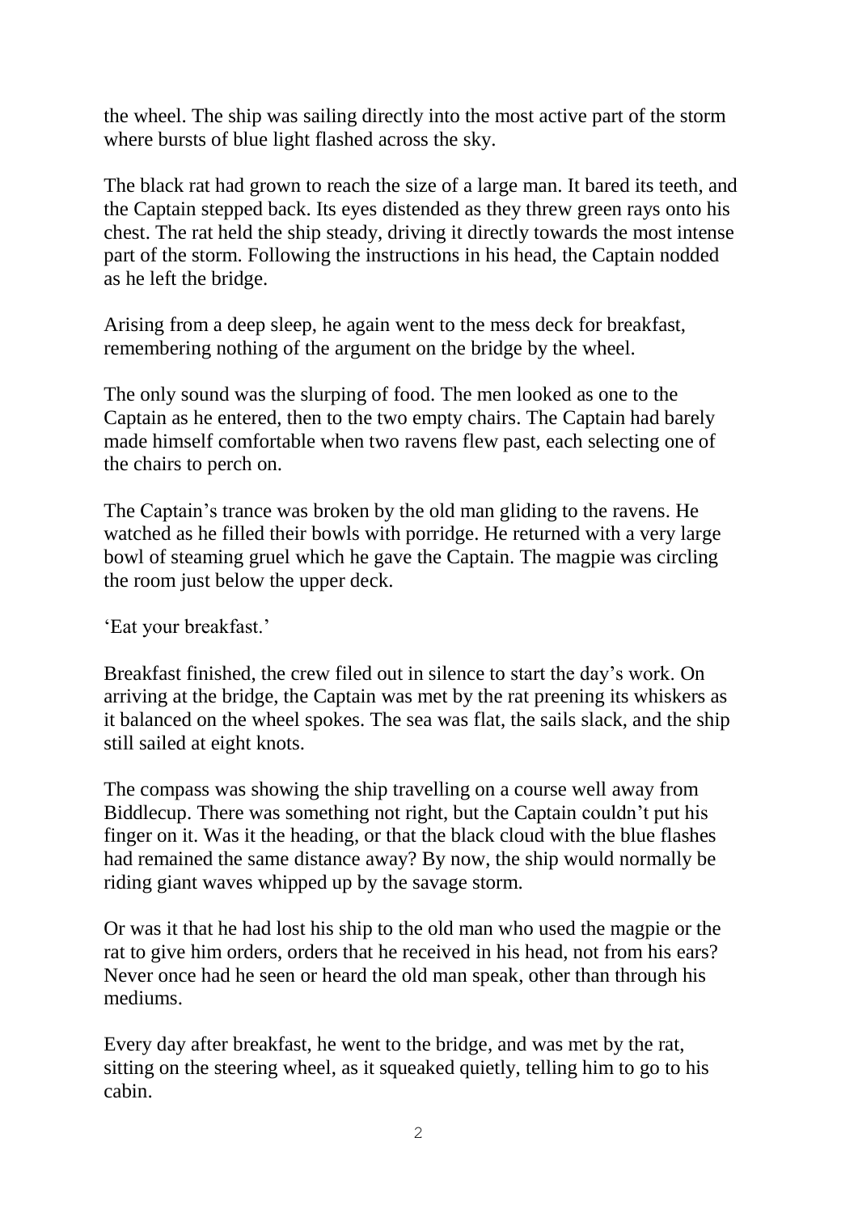the wheel. The ship was sailing directly into the most active part of the storm where bursts of blue light flashed across the sky.

The black rat had grown to reach the size of a large man. It bared its teeth, and the Captain stepped back. Its eyes distended as they threw green rays onto his chest. The rat held the ship steady, driving it directly towards the most intense part of the storm. Following the instructions in his head, the Captain nodded as he left the bridge.

Arising from a deep sleep, he again went to the mess deck for breakfast, remembering nothing of the argument on the bridge by the wheel.

The only sound was the slurping of food. The men looked as one to the Captain as he entered, then to the two empty chairs. The Captain had barely made himself comfortable when two ravens flew past, each selecting one of the chairs to perch on.

The Captain's trance was broken by the old man gliding to the ravens. He watched as he filled their bowls with porridge. He returned with a very large bowl of steaming gruel which he gave the Captain. The magpie was circling the room just below the upper deck.

'Eat your breakfast.'

Breakfast finished, the crew filed out in silence to start the day's work. On arriving at the bridge, the Captain was met by the rat preening its whiskers as it balanced on the wheel spokes. The sea was flat, the sails slack, and the ship still sailed at eight knots.

The compass was showing the ship travelling on a course well away from Biddlecup. There was something not right, but the Captain couldn't put his finger on it. Was it the heading, or that the black cloud with the blue flashes had remained the same distance away? By now, the ship would normally be riding giant waves whipped up by the savage storm.

Or was it that he had lost his ship to the old man who used the magpie or the rat to give him orders, orders that he received in his head, not from his ears? Never once had he seen or heard the old man speak, other than through his mediums.

Every day after breakfast, he went to the bridge, and was met by the rat, sitting on the steering wheel, as it squeaked quietly, telling him to go to his cabin.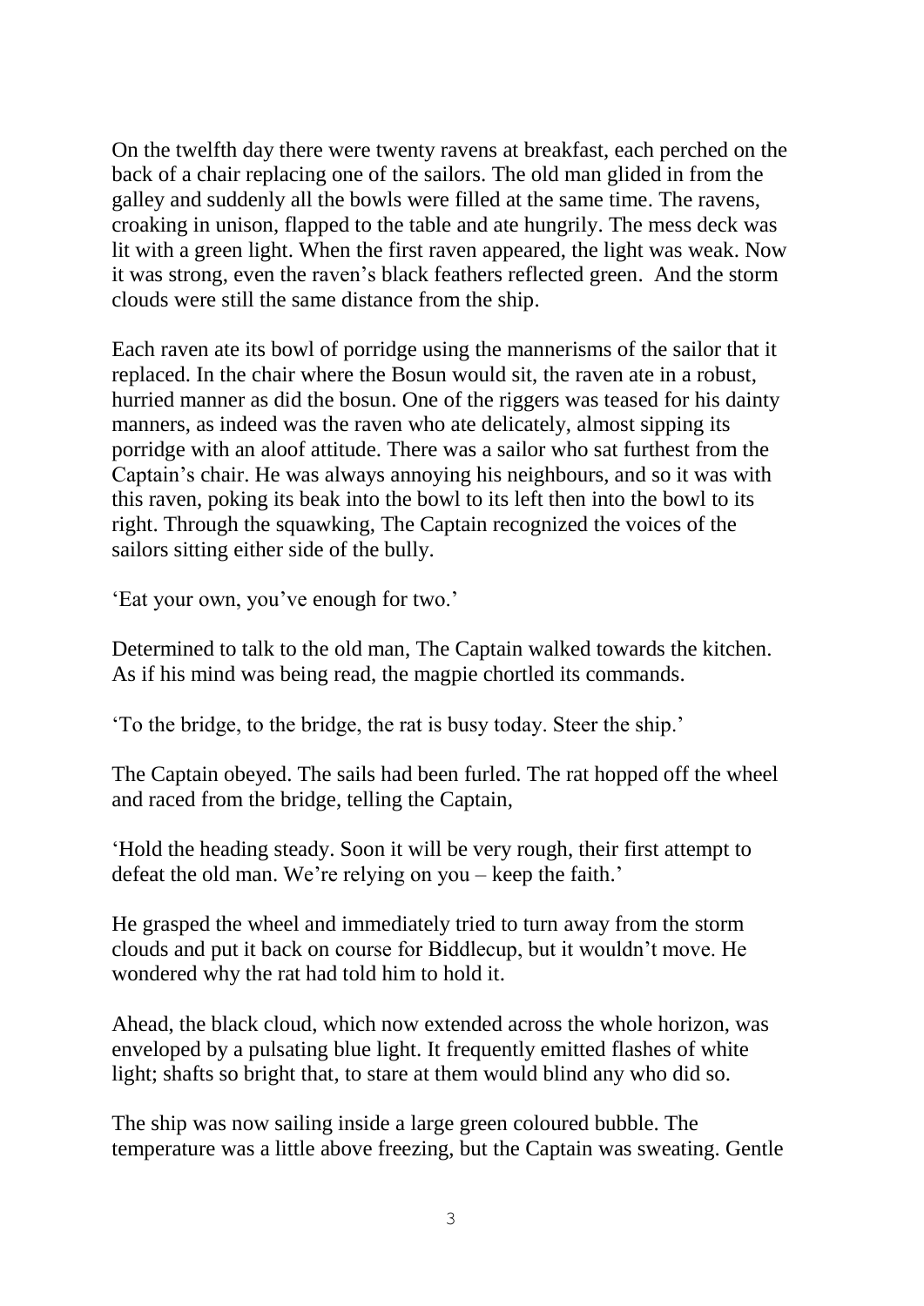On the twelfth day there were twenty ravens at breakfast, each perched on the back of a chair replacing one of the sailors. The old man glided in from the galley and suddenly all the bowls were filled at the same time. The ravens, croaking in unison, flapped to the table and ate hungrily. The mess deck was lit with a green light. When the first raven appeared, the light was weak. Now it was strong, even the raven's black feathers reflected green. And the storm clouds were still the same distance from the ship.

Each raven ate its bowl of porridge using the mannerisms of the sailor that it replaced. In the chair where the Bosun would sit, the raven ate in a robust, hurried manner as did the bosun. One of the riggers was teased for his dainty manners, as indeed was the raven who ate delicately, almost sipping its porridge with an aloof attitude. There was a sailor who sat furthest from the Captain's chair. He was always annoying his neighbours, and so it was with this raven, poking its beak into the bowl to its left then into the bowl to its right. Through the squawking, The Captain recognized the voices of the sailors sitting either side of the bully.

'Eat your own, you've enough for two.'

Determined to talk to the old man, The Captain walked towards the kitchen. As if his mind was being read, the magpie chortled its commands.

'To the bridge, to the bridge, the rat is busy today. Steer the ship.'

The Captain obeyed. The sails had been furled. The rat hopped off the wheel and raced from the bridge, telling the Captain,

'Hold the heading steady. Soon it will be very rough, their first attempt to defeat the old man. We're relying on you – keep the faith.'

He grasped the wheel and immediately tried to turn away from the storm clouds and put it back on course for Biddlecup, but it wouldn't move. He wondered why the rat had told him to hold it.

Ahead, the black cloud, which now extended across the whole horizon, was enveloped by a pulsating blue light. It frequently emitted flashes of white light; shafts so bright that, to stare at them would blind any who did so.

The ship was now sailing inside a large green coloured bubble. The temperature was a little above freezing, but the Captain was sweating. Gentle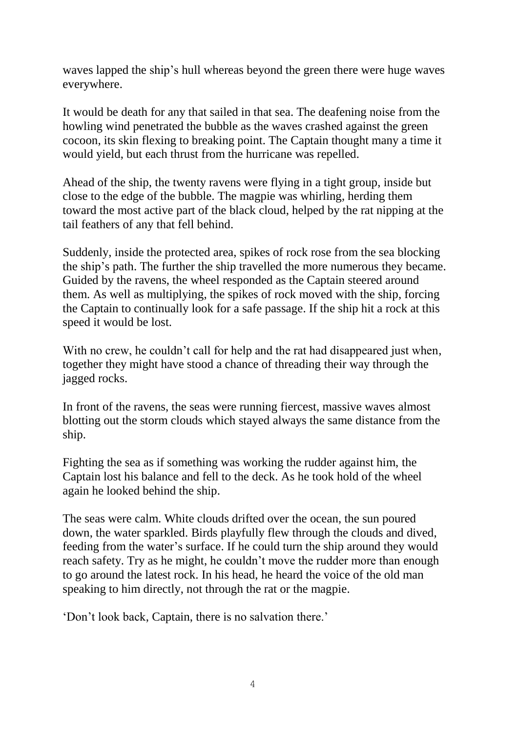waves lapped the ship's hull whereas beyond the green there were huge waves everywhere.

It would be death for any that sailed in that sea. The deafening noise from the howling wind penetrated the bubble as the waves crashed against the green cocoon, its skin flexing to breaking point. The Captain thought many a time it would yield, but each thrust from the hurricane was repelled.

Ahead of the ship, the twenty ravens were flying in a tight group, inside but close to the edge of the bubble. The magpie was whirling, herding them toward the most active part of the black cloud, helped by the rat nipping at the tail feathers of any that fell behind.

Suddenly, inside the protected area, spikes of rock rose from the sea blocking the ship's path. The further the ship travelled the more numerous they became. Guided by the ravens, the wheel responded as the Captain steered around them. As well as multiplying, the spikes of rock moved with the ship, forcing the Captain to continually look for a safe passage. If the ship hit a rock at this speed it would be lost.

With no crew, he couldn't call for help and the rat had disappeared just when, together they might have stood a chance of threading their way through the jagged rocks.

In front of the ravens, the seas were running fiercest, massive waves almost blotting out the storm clouds which stayed always the same distance from the ship.

Fighting the sea as if something was working the rudder against him, the Captain lost his balance and fell to the deck. As he took hold of the wheel again he looked behind the ship.

The seas were calm. White clouds drifted over the ocean, the sun poured down, the water sparkled. Birds playfully flew through the clouds and dived, feeding from the water's surface. If he could turn the ship around they would reach safety. Try as he might, he couldn't move the rudder more than enough to go around the latest rock. In his head, he heard the voice of the old man speaking to him directly, not through the rat or the magpie.

'Don't look back, Captain, there is no salvation there.'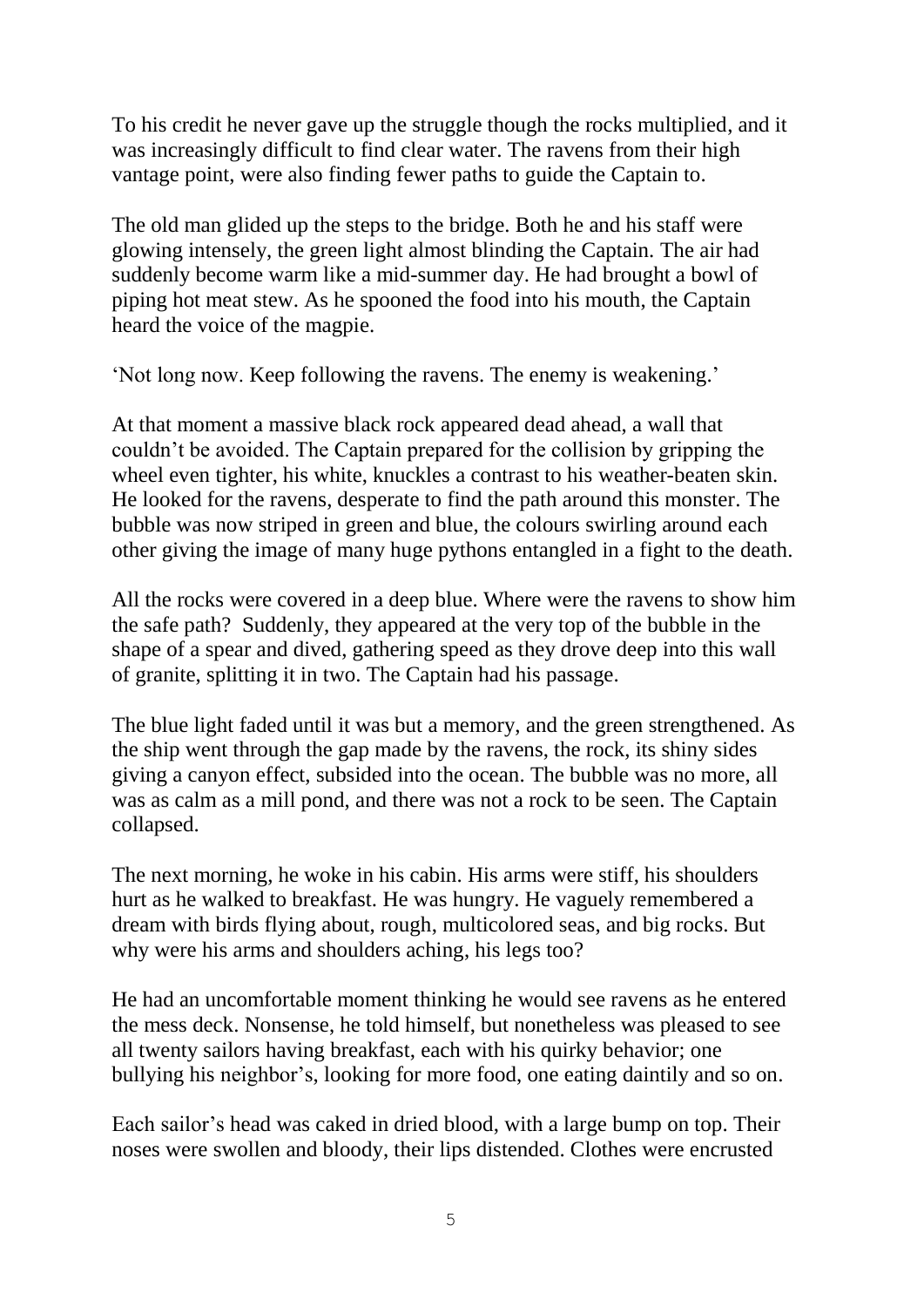To his credit he never gave up the struggle though the rocks multiplied, and it was increasingly difficult to find clear water. The ravens from their high vantage point, were also finding fewer paths to guide the Captain to.

The old man glided up the steps to the bridge. Both he and his staff were glowing intensely, the green light almost blinding the Captain. The air had suddenly become warm like a mid-summer day. He had brought a bowl of piping hot meat stew. As he spooned the food into his mouth, the Captain heard the voice of the magpie.

'Not long now. Keep following the ravens. The enemy is weakening.'

At that moment a massive black rock appeared dead ahead, a wall that couldn't be avoided. The Captain prepared for the collision by gripping the wheel even tighter, his white, knuckles a contrast to his weather-beaten skin. He looked for the ravens, desperate to find the path around this monster. The bubble was now striped in green and blue, the colours swirling around each other giving the image of many huge pythons entangled in a fight to the death.

All the rocks were covered in a deep blue. Where were the ravens to show him the safe path? Suddenly, they appeared at the very top of the bubble in the shape of a spear and dived, gathering speed as they drove deep into this wall of granite, splitting it in two. The Captain had his passage.

The blue light faded until it was but a memory, and the green strengthened. As the ship went through the gap made by the ravens, the rock, its shiny sides giving a canyon effect, subsided into the ocean. The bubble was no more, all was as calm as a mill pond, and there was not a rock to be seen. The Captain collapsed.

The next morning, he woke in his cabin. His arms were stiff, his shoulders hurt as he walked to breakfast. He was hungry. He vaguely remembered a dream with birds flying about, rough, multicolored seas, and big rocks. But why were his arms and shoulders aching, his legs too?

He had an uncomfortable moment thinking he would see ravens as he entered the mess deck. Nonsense, he told himself, but nonetheless was pleased to see all twenty sailors having breakfast, each with his quirky behavior; one bullying his neighbor's, looking for more food, one eating daintily and so on.

Each sailor's head was caked in dried blood, with a large bump on top. Their noses were swollen and bloody, their lips distended. Clothes were encrusted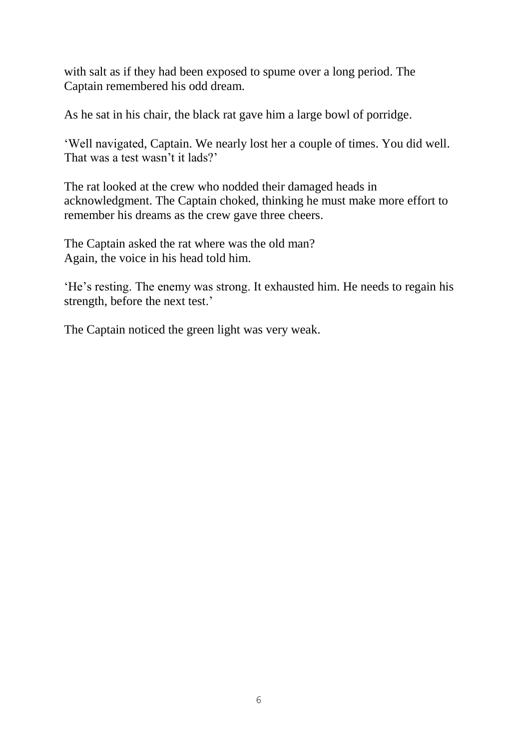with salt as if they had been exposed to spume over a long period. The Captain remembered his odd dream.

As he sat in his chair, the black rat gave him a large bowl of porridge.

'Well navigated, Captain. We nearly lost her a couple of times. You did well. That was a test wasn't it lads?'

The rat looked at the crew who nodded their damaged heads in acknowledgment. The Captain choked, thinking he must make more effort to remember his dreams as the crew gave three cheers.

The Captain asked the rat where was the old man?
Again, the voice in his head told him.

'He's resting. The enemy was strong. It exhausted him. He needs to regain his strength, before the next test.'

The Captain noticed the green light was very weak.